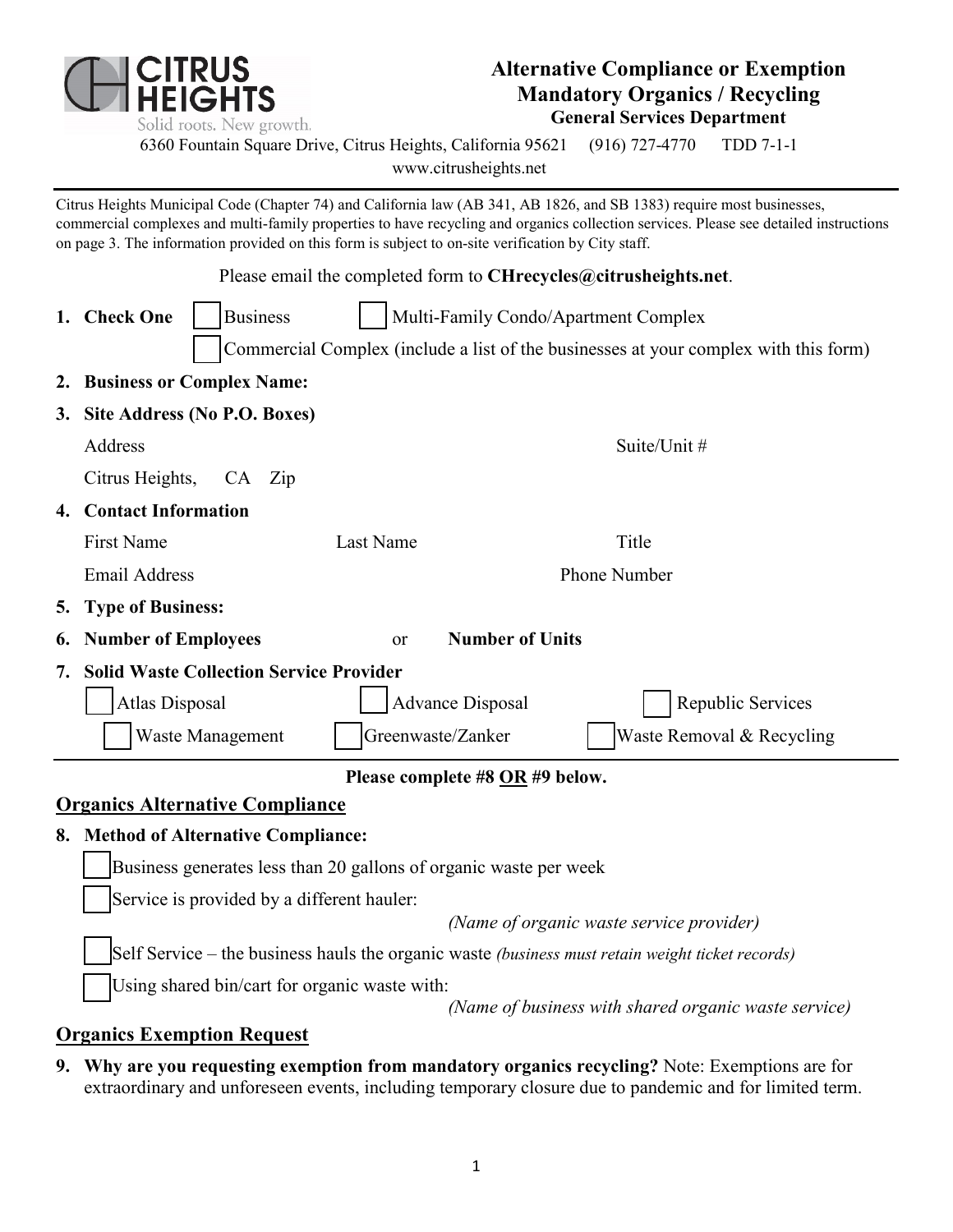CITRUS HEIGHTS
Solid roots. New growth.

# Alternative Compliance or Exemption Mandatory Organics / Recycling

**General Services Department**

6360 Fountain Square Drive, Citrus Heights, California 95621 (916) 727-4770 TDD 7-1-1
www.citrusheights.net

---

Citrus Heights Municipal Code (Chapter 74) and California law (AB 341, AB 1826, and SB 1383) require most businesses, commercial complexes and multi-family properties to have recycling and organics collection services. Please see detailed instructions on page 3. The information provided on this form is subject to on-site verification by City staff.

Please email the completed form to **CHrecycles@citrusheights.net**.

1. **Check One** ☐ Business ☐ Multi-Family Condo/Apartment Complex
   ☐ Commercial Complex (include a list of the businesses at your complex with this form)
2. **Business or Complex Name:**
3. **Site Address (No P.O. Boxes)**
   Address Suite/Unit #
   Citrus Heights, CA Zip
4. **Contact Information**
   First Name Last Name Title
   Email Address Phone Number
5. **Type of Business:**
6. **Number of Employees** or **Number of Units**
7. **Solid Waste Collection Service Provider**
   ☐ Atlas Disposal ☐ Advance Disposal ☐ Republic Services
   ☐ Waste Management ☐ Greenwaste/Zanker ☐ Waste Removal & Recycling

---

**Please complete #8 OR #9 below.**

## Organics Alternative Compliance

8. **Method of Alternative Compliance:**
   - ☐ Business generates less than 20 gallons of organic waste per week
   - ☐ Service is provided by a different hauler:
     *(Name of organic waste service provider)*
   - ☐ Self Service – the business hauls the organic waste *(business must retain weight ticket records)*
   - ☐ Using shared bin/cart for organic waste with:
     *(Name of business with shared organic waste service)*

## Organics Exemption Request

9. **Why are you requesting exemption from mandatory organics recycling?** Note: Exemptions are for extraordinary and unforeseen events, including temporary closure due to pandemic and for limited term.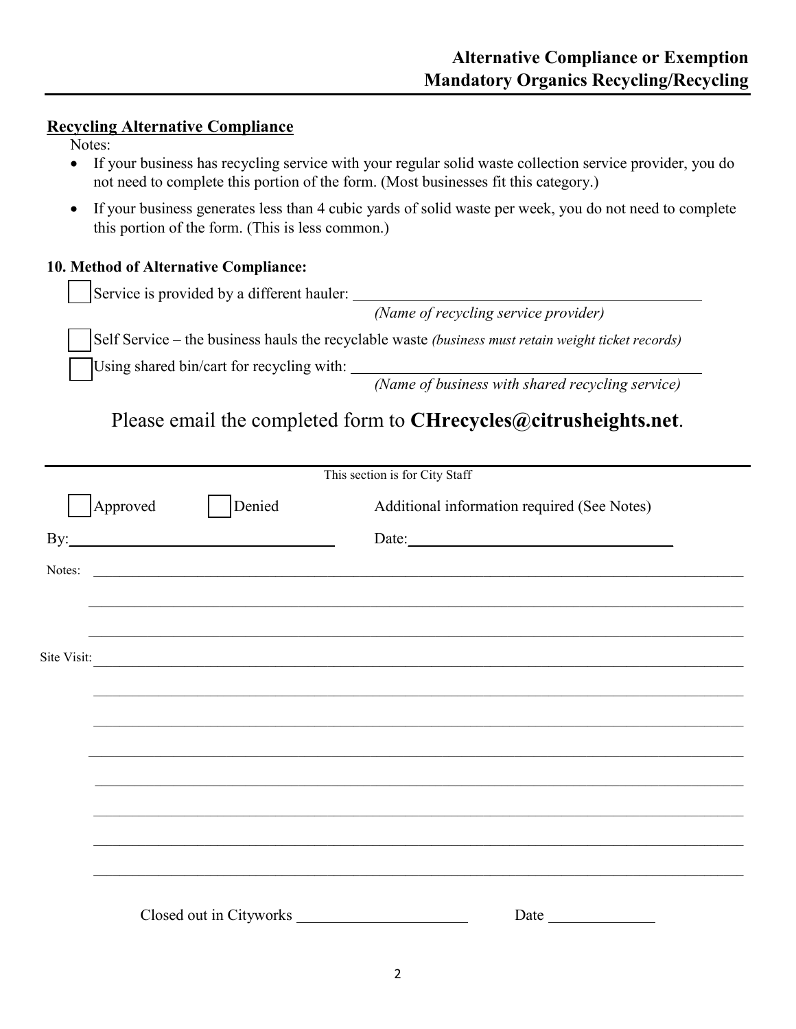# Alternative Compliance or Exemption
# Mandatory Organics Recycling/Recycling

## Recycling Alternative Compliance

Notes:

- If your business has recycling service with your regular solid waste collection service provider, you do not need to complete this portion of the form. (Most businesses fit this category.)
- If your business generates less than 4 cubic yards of solid waste per week, you do not need to complete this portion of the form. (This is less common.)

**10. Method of Alternative Compliance:**

☐ Service is provided by a different hauler: ______________________________________
*(Name of recycling service provider)*

☐ Self Service – the business hauls the recyclable waste *(business must retain weight ticket records)*

☐ Using shared bin/cart for recycling with: ______________________________________
*(Name of business with shared recycling service)*

Please email the completed form to **CHrecycles@citrusheights.net**.

---

This section is for City Staff

☐ Approved ☐ Denied Additional information required (See Notes)

By: ______________________________ Date: ______________________________

Notes: ______________________________________________________________________________

______________________________________________________________________________

______________________________________________________________________________

Site Visit: ______________________________________________________________________________

______________________________________________________________________________

______________________________________________________________________________

______________________________________________________________________________

______________________________________________________________________________

______________________________________________________________________________

______________________________________________________________________________

______________________________________________________________________________

Closed out in Cityworks ____________________ Date ____________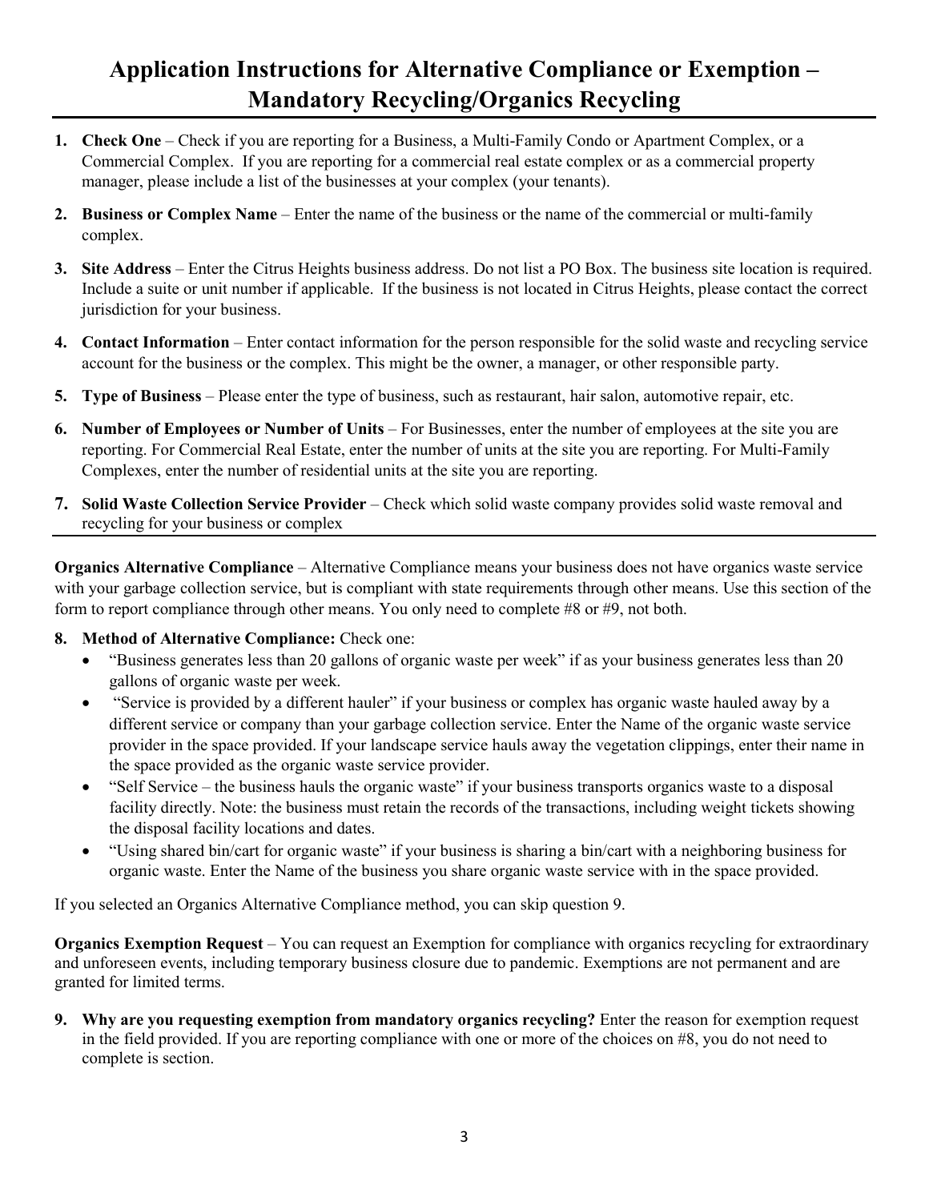# Application Instructions for Alternative Compliance or Exemption – Mandatory Recycling/Organics Recycling

1. **Check One** – Check if you are reporting for a Business, a Multi-Family Condo or Apartment Complex, or a Commercial Complex. If you are reporting for a commercial real estate complex or as a commercial property manager, please include a list of the businesses at your complex (your tenants).
2. **Business or Complex Name** – Enter the name of the business or the name of the commercial or multi-family complex.
3. **Site Address** – Enter the Citrus Heights business address. Do not list a PO Box. The business site location is required. Include a suite or unit number if applicable. If the business is not located in Citrus Heights, please contact the correct jurisdiction for your business.
4. **Contact Information** – Enter contact information for the person responsible for the solid waste and recycling service account for the business or the complex. This might be the owner, a manager, or other responsible party.
5. **Type of Business** – Please enter the type of business, such as restaurant, hair salon, automotive repair, etc.
6. **Number of Employees or Number of Units** – For Businesses, enter the number of employees at the site you are reporting. For Commercial Real Estate, enter the number of units at the site you are reporting. For Multi-Family Complexes, enter the number of residential units at the site you are reporting.
7. **Solid Waste Collection Service Provider** – Check which solid waste company provides solid waste removal and recycling for your business or complex

**Organics Alternative Compliance** – Alternative Compliance means your business does not have organics waste service with your garbage collection service, but is compliant with state requirements through other means. Use this section of the form to report compliance through other means. You only need to complete #8 or #9, not both.

8. **Method of Alternative Compliance:** Check one:
   - "Business generates less than 20 gallons of organic waste per week" if as your business generates less than 20 gallons of organic waste per week.
   - "Service is provided by a different hauler" if your business or complex has organic waste hauled away by a different service or company than your garbage collection service. Enter the Name of the organic waste service provider in the space provided. If your landscape service hauls away the vegetation clippings, enter their name in the space provided as the organic waste service provider.
   - "Self Service – the business hauls the organic waste" if your business transports organics waste to a disposal facility directly. Note: the business must retain the records of the transactions, including weight tickets showing the disposal facility locations and dates.
   - "Using shared bin/cart for organic waste" if your business is sharing a bin/cart with a neighboring business for organic waste. Enter the Name of the business you share organic waste service with in the space provided.

If you selected an Organics Alternative Compliance method, you can skip question 9.

**Organics Exemption Request** – You can request an Exemption for compliance with organics recycling for extraordinary and unforeseen events, including temporary business closure due to pandemic. Exemptions are not permanent and are granted for limited terms.

9. **Why are you requesting exemption from mandatory organics recycling?** Enter the reason for exemption request in the field provided. If you are reporting compliance with one or more of the choices on #8, you do not need to complete is section.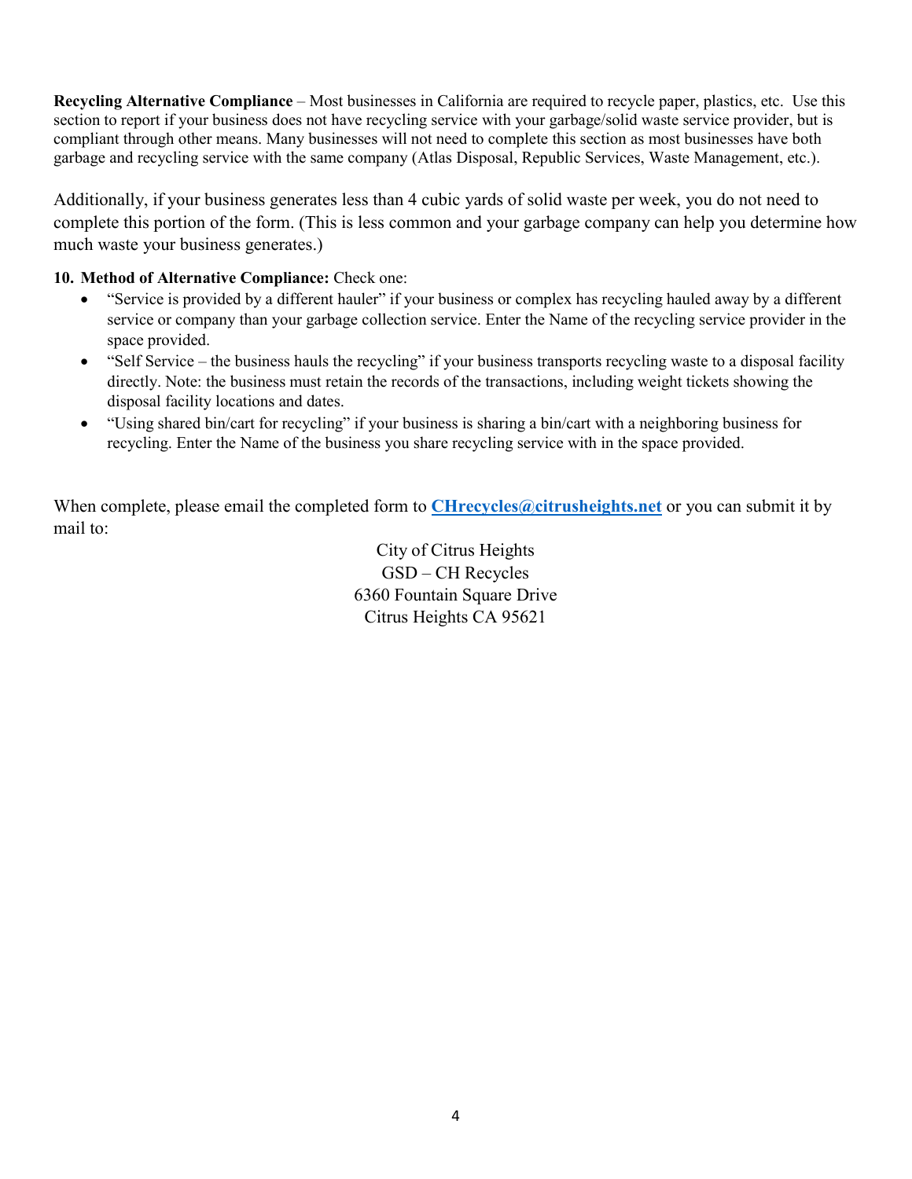**Recycling Alternative Compliance** – Most businesses in California are required to recycle paper, plastics, etc. Use this section to report if your business does not have recycling service with your garbage/solid waste service provider, but is compliant through other means. Many businesses will not need to complete this section as most businesses have both garbage and recycling service with the same company (Atlas Disposal, Republic Services, Waste Management, etc.).

Additionally, if your business generates less than 4 cubic yards of solid waste per week, you do not need to complete this portion of the form. (This is less common and your garbage company can help you determine how much waste your business generates.)

10. **Method of Alternative Compliance:** Check one:
    - "Service is provided by a different hauler" if your business or complex has recycling hauled away by a different service or company than your garbage collection service. Enter the Name of the recycling service provider in the space provided.
    - "Self Service – the business hauls the recycling" if your business transports recycling waste to a disposal facility directly. Note: the business must retain the records of the transactions, including weight tickets showing the disposal facility locations and dates.
    - "Using shared bin/cart for recycling" if your business is sharing a bin/cart with a neighboring business for recycling. Enter the Name of the business you share recycling service with in the space provided.

When complete, please email the completed form to **CHrecycles@citrusheights.net** or you can submit it by mail to:

City of Citrus Heights
GSD – CH Recycles
6360 Fountain Square Drive
Citrus Heights CA 95621